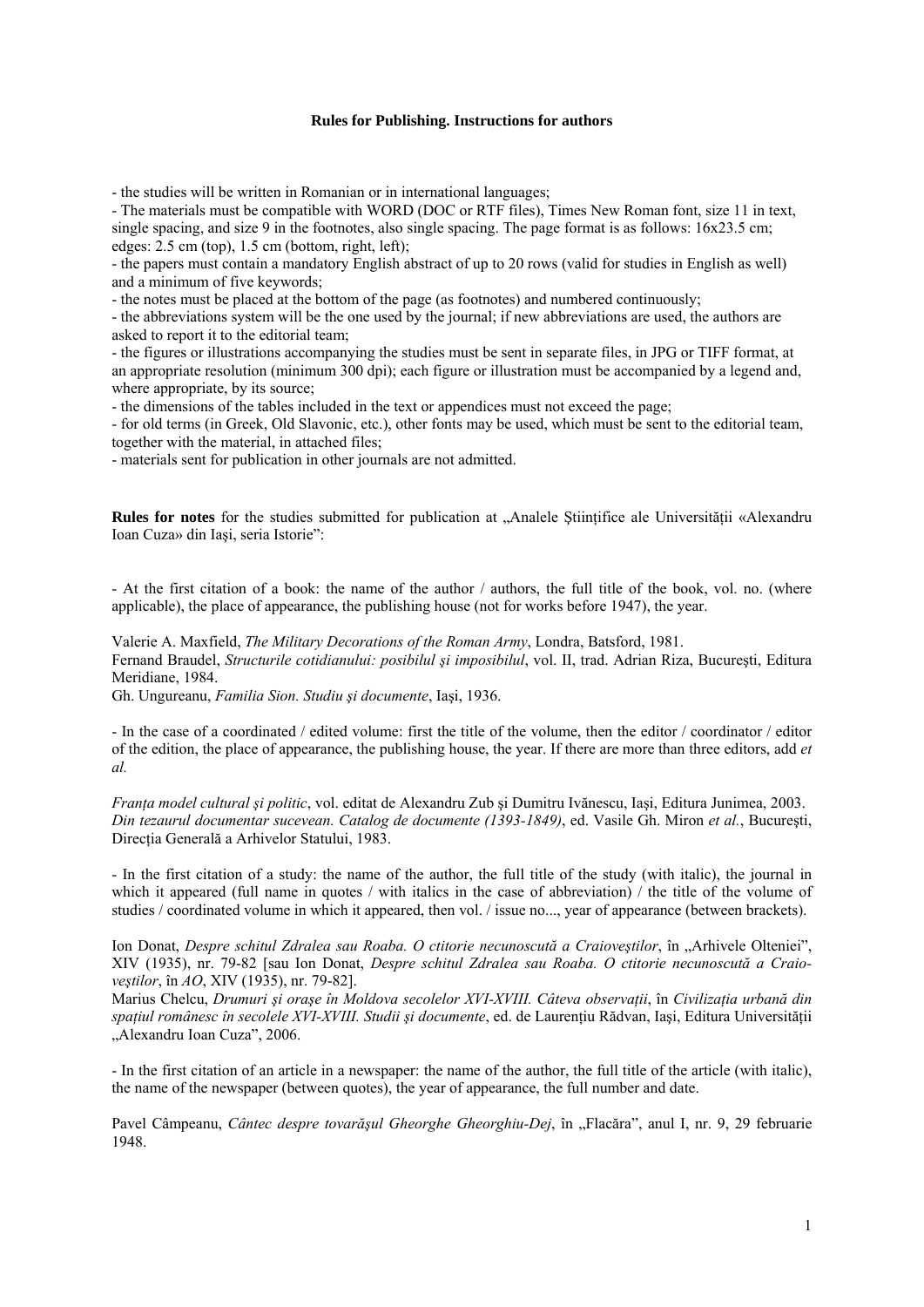**Rules for Publishing. Instructions for authors**

- the studies will be written in Romanian or in international languages;
- The materials must be compatible with WORD (DOC or RTF files), Times New Roman font, size 11 in text, single spacing, and size 9 in the footnotes, also single spacing. The page format is as follows: 16x23.5 cm; edges: 2.5 cm (top), 1.5 cm (bottom, right, left);
- the papers must contain a mandatory English abstract of up to 20 rows (valid for studies in English as well) and a minimum of five keywords;
- the notes must be placed at the bottom of the page (as footnotes) and numbered continuously;
- the abbreviations system will be the one used by the journal; if new abbreviations are used, the authors are asked to report it to the editorial team;
- the figures or illustrations accompanying the studies must be sent in separate files, in JPG or TIFF format, at an appropriate resolution (minimum 300 dpi); each figure or illustration must be accompanied by a legend and, where appropriate, by its source;
- the dimensions of the tables included in the text or appendices must not exceed the page;
- for old terms (in Greek, Old Slavonic, etc.), other fonts may be used, which must be sent to the editorial team, together with the material, in attached files;
- materials sent for publication in other journals are not admitted.

**Rules for notes** for the studies submitted for publication at „Analele Ştiinţifice ale Universităţii «Alexandru Ioan Cuza» din Iaşi, seria Istorie":

- At the first citation of a book: the name of the author / authors, the full title of the book, vol. no. (where applicable), the place of appearance, the publishing house (not for works before 1947), the year.

Valerie A. Maxfield, *The Military Decorations of the Roman Army*, Londra, Batsford, 1981.
Fernand Braudel, *Structurile cotidianului: posibilul şi imposibilul*, vol. II, trad. Adrian Riza, Bucureşti, Editura Meridiane, 1984.
Gh. Ungureanu, *Familia Sion. Studiu şi documente*, Iaşi, 1936.

- In the case of a coordinated / edited volume: first the title of the volume, then the editor / coordinator / editor of the edition, the place of appearance, the publishing house, the year. If there are more than three editors, add *et al.*

*Franţa model cultural şi politic*, vol. editat de Alexandru Zub şi Dumitru Ivănescu, Iaşi, Editura Junimea, 2003.
*Din tezaurul documentar sucevean. Catalog de documente (1393-1849)*, ed. Vasile Gh. Miron *et al.*, Bucureşti, Direcţia Generală a Arhivelor Statului, 1983.

- In the first citation of a study: the name of the author, the full title of the study (with italic), the journal in which it appeared (full name in quotes / with italics in the case of abbreviation) / the title of the volume of studies / coordinated volume in which it appeared, then vol. / issue no..., year of appearance (between brackets).

Ion Donat, *Despre schitul Zdralea sau Roaba. O ctitorie necunoscută a Craioveştilor*, în „Arhivele Olteniei", XIV (1935), nr. 79-82 [sau Ion Donat, *Despre schitul Zdralea sau Roaba. O ctitorie necunoscută a Craio-veştilor*, în *AO*, XIV (1935), nr. 79-82].
Marius Chelcu, *Drumuri şi oraşe în Moldova secolelor XVI-XVIII. Câteva observaţii*, în *Civilizaţia urbană din spaţiul românesc în secolele XVI-XVIII. Studii şi documente*, ed. de Laurenţiu Rădvan, Iaşi, Editura Universităţii „Alexandru Ioan Cuza", 2006.

- In the first citation of an article in a newspaper: the name of the author, the full title of the article (with italic), the name of the newspaper (between quotes), the year of appearance, the full number and date.

Pavel Câmpeanu, *Cântec despre tovarăşul Gheorghe Gheorghiu-Dej*, în „Flacăra", anul I, nr. 9, 29 februarie 1948.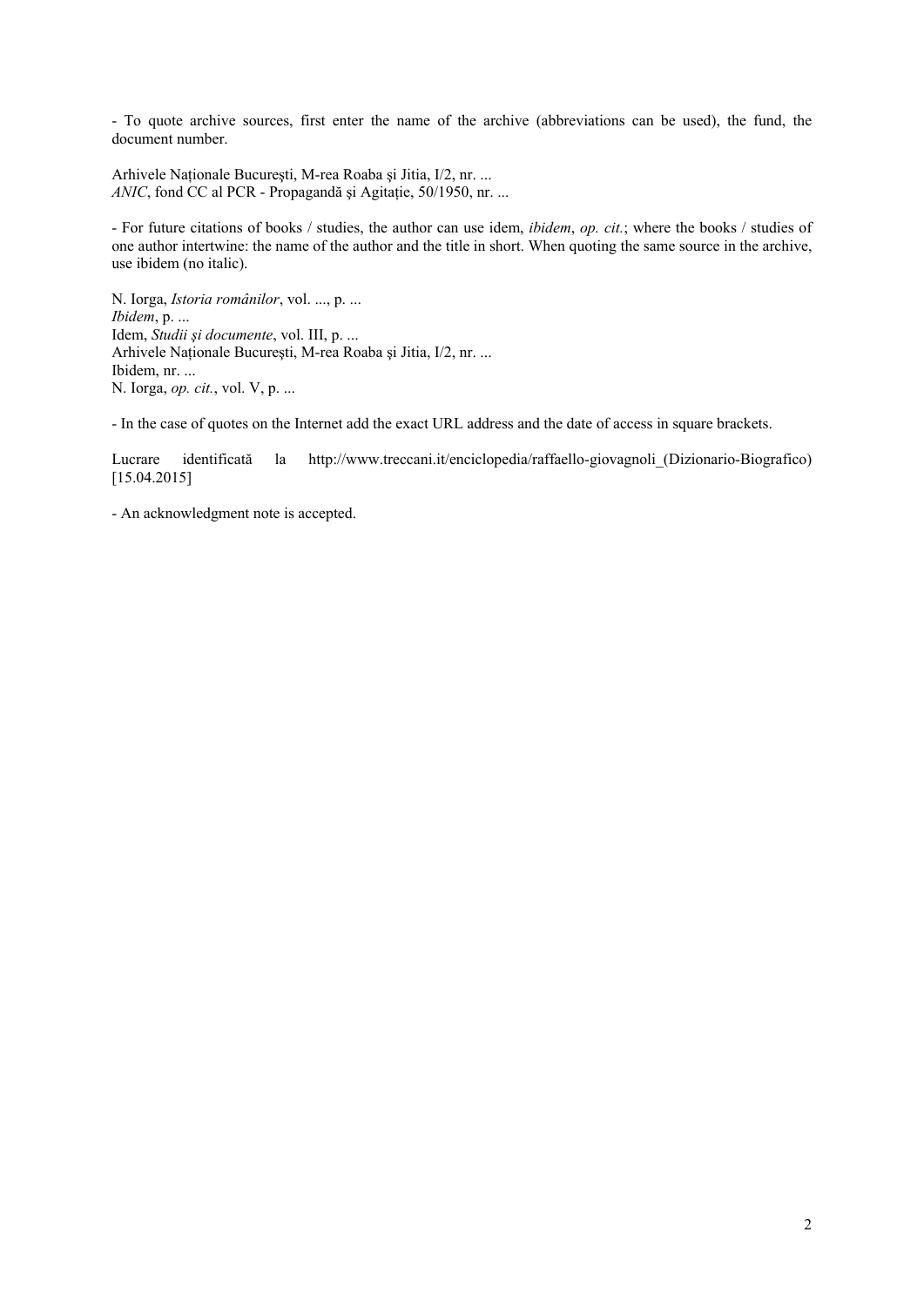- To quote archive sources, first enter the name of the archive (abbreviations can be used), the fund, the document number.

Arhivele Naționale București, M-rea Roaba și Jitia, I/2, nr. ...
*ANIC*, fond CC al PCR - Propagandă și Agitație, 50/1950, nr. ...

- For future citations of books / studies, the author can use idem, *ibidem*, *op. cit.*; where the books / studies of one author intertwine: the name of the author and the title in short. When quoting the same source in the archive, use ibidem (no italic).

N. Iorga, *Istoria românilor*, vol. ..., p. ...
*Ibidem*, p. ...
Idem, *Studii și documente*, vol. III, p. ...
Arhivele Naționale București, M-rea Roaba și Jitia, I/2, nr. ...
Ibidem, nr. ...
N. Iorga, *op. cit.*, vol. V, p. ...

- In the case of quotes on the Internet add the exact URL address and the date of access in square brackets.

Lucrare identificată la http://www.treccani.it/enciclopedia/raffaello-giovagnoli_(Dizionario-Biografico) [15.04.2015]

- An acknowledgment note is accepted.